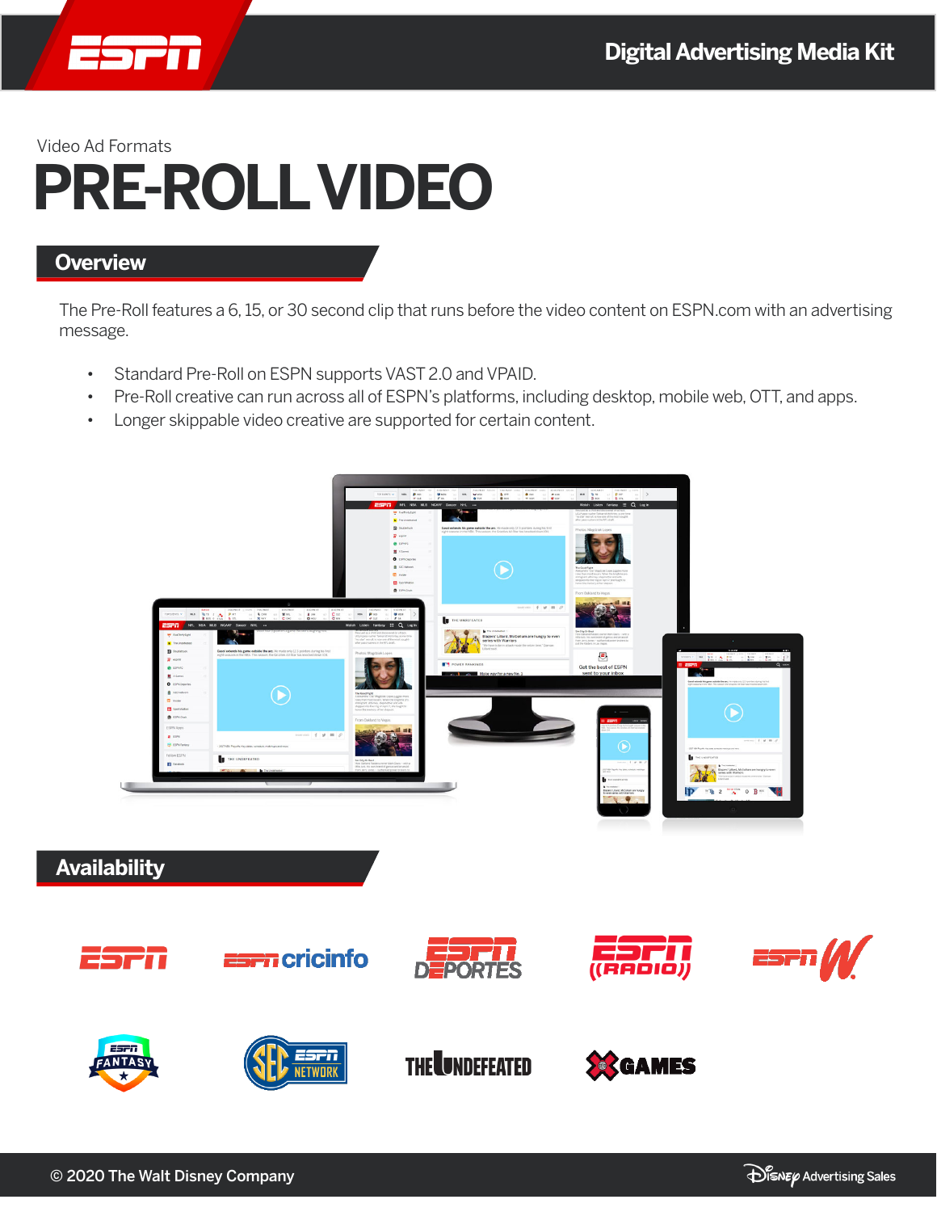# Digital Advertising Media Kit

Video Ad Formats

# PRE-ROLL VIDEO

## Overview

The Pre-Roll features a 6, 15, or 30 second clip that runs before the video content on ESPN.com with an advertising message.

- Standard Pre-Roll on ESPN supports VAST 2.0 and VPAID.
- Pre-Roll creative can run across all of ESPN's platforms, including desktop, mobile web, OTT, and apps.
- Longer skippable video creative are supported for certain content.

## Availability

© 2020 The Walt Disney Company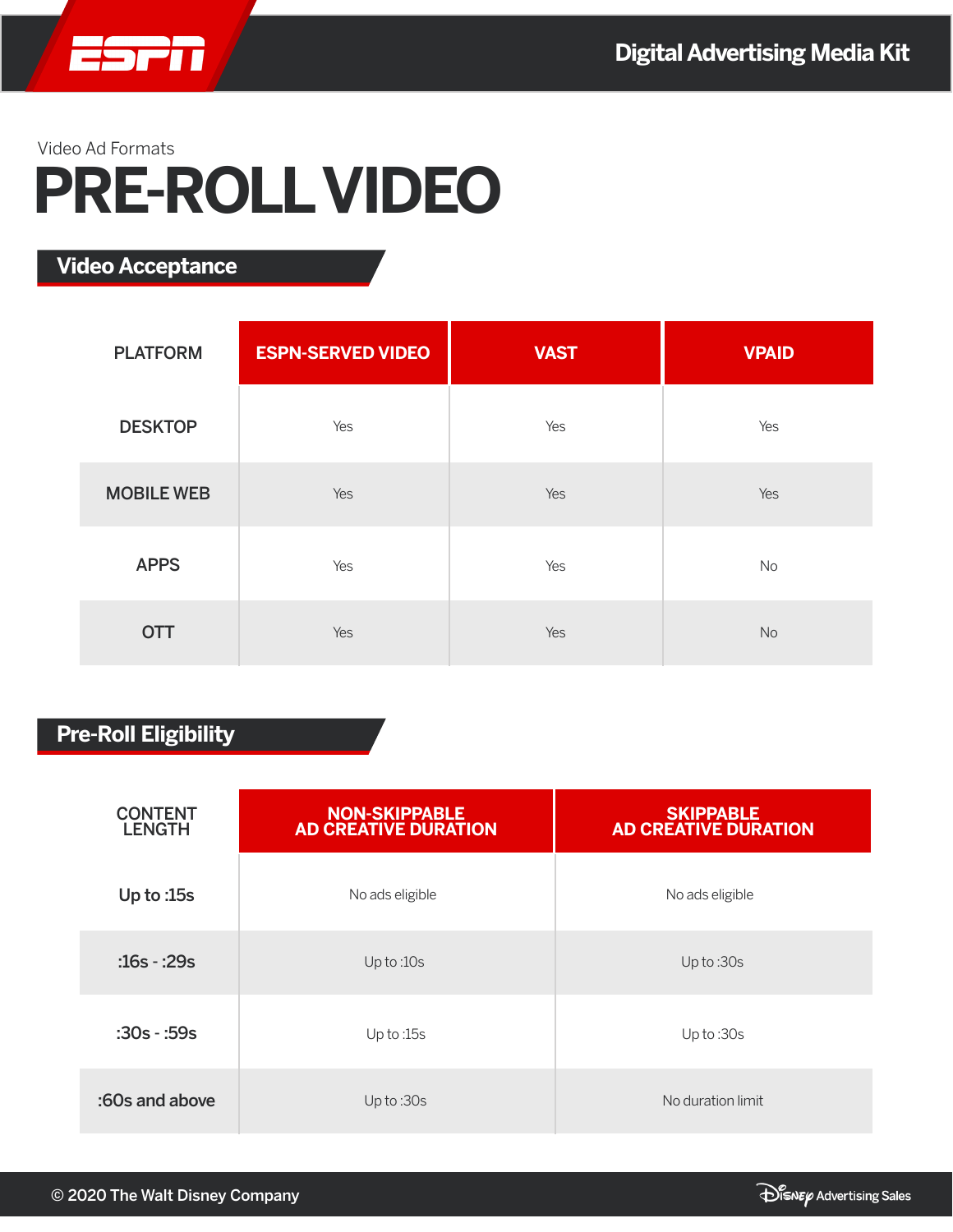Video Ad Formats

# PRE-ROLL VIDEO

## Video Acceptance

| PLATFORM | ESPN-SERVED VIDEO | VAST | VPAID |
|---|---|---|---|
| DESKTOP | Yes | Yes | Yes |
| MOBILE WEB | Yes | Yes | Yes |
| APPS | Yes | Yes | No |
| OTT | Yes | Yes | No |

## Pre-Roll Eligibility

| CONTENT LENGTH | NON-SKIPPABLE AD CREATIVE DURATION | SKIPPABLE AD CREATIVE DURATION |
|---|---|---|
| Up to :15s | No ads eligible | No ads eligible |
| :16s - :29s | Up to :10s | Up to :30s |
| :30s - :59s | Up to :15s | Up to :30s |
| :60s and above | Up to :30s | No duration limit |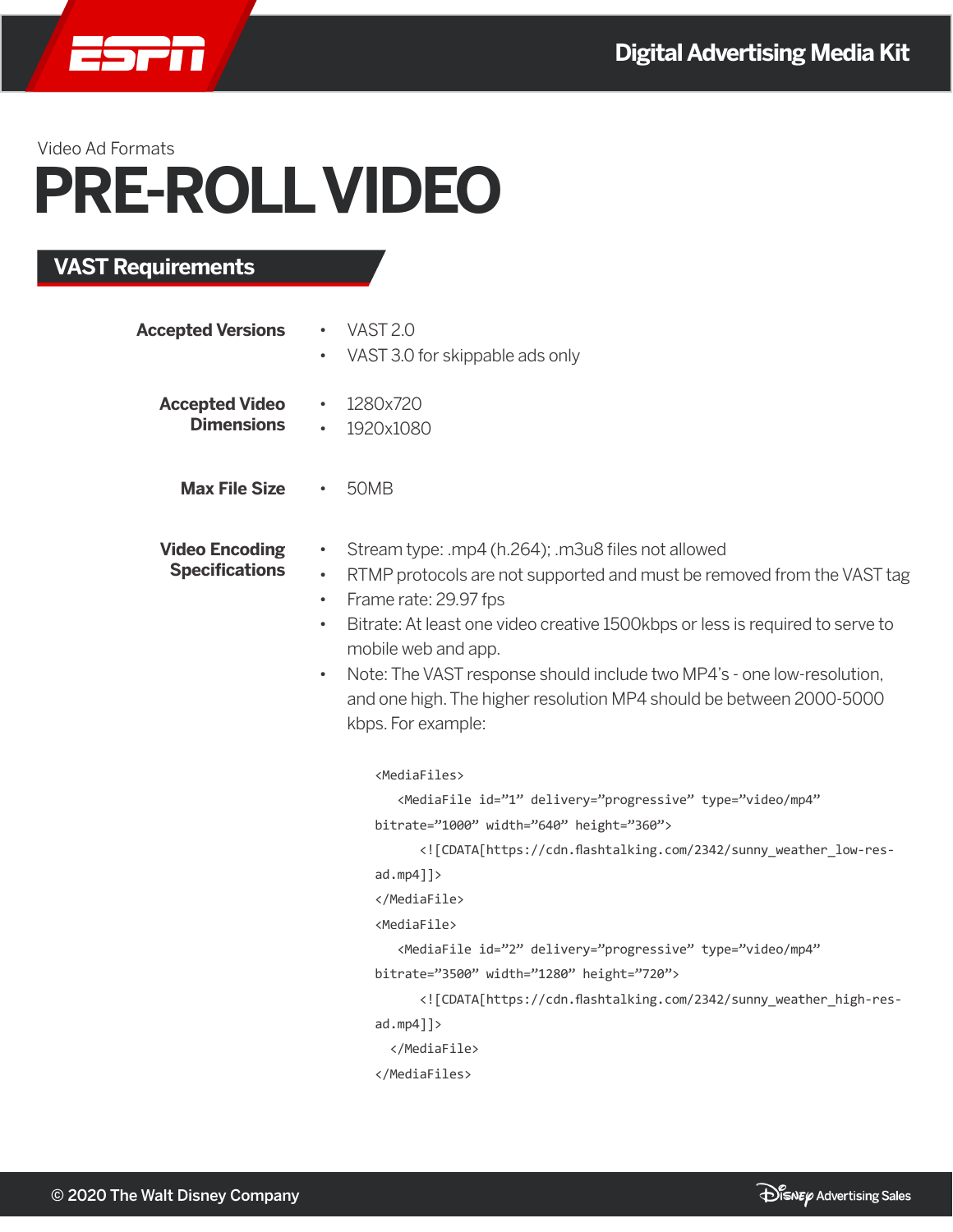Video Ad Formats

# PRE-ROLL VIDEO

## VAST Requirements

**Accepted Versions**

- VAST 2.0
- VAST 3.0 for skippable ads only

**Accepted Video Dimensions**

- 1280x720
- 1920x1080

**Max File Size**

- 50MB

**Video Encoding Specifications**

- Stream type: .mp4 (h.264); .m3u8 files not allowed
- RTMP protocols are not supported and must be removed from the VAST tag
- Frame rate: 29.97 fps
- Bitrate: At least one video creative 1500kbps or less is required to serve to mobile web and app.
- Note: The VAST response should include two MP4's - one low-resolution, and one high. The higher resolution MP4 should be between 2000-5000 kbps. For example:

```
<MediaFiles>
   <MediaFile id="1" delivery="progressive" type="video/mp4"
bitrate="1000" width="640" height="360">
      <![CDATA[https://cdn.flashtalking.com/2342/sunny_weather_low-res-
ad.mp4]]>
</MediaFile>
<MediaFile>
   <MediaFile id="2" delivery="progressive" type="video/mp4"
bitrate="3500" width="1280" height="720">
      <![CDATA[https://cdn.flashtalking.com/2342/sunny_weather_high-res-
ad.mp4]]>
  </MediaFile>
</MediaFiles>
```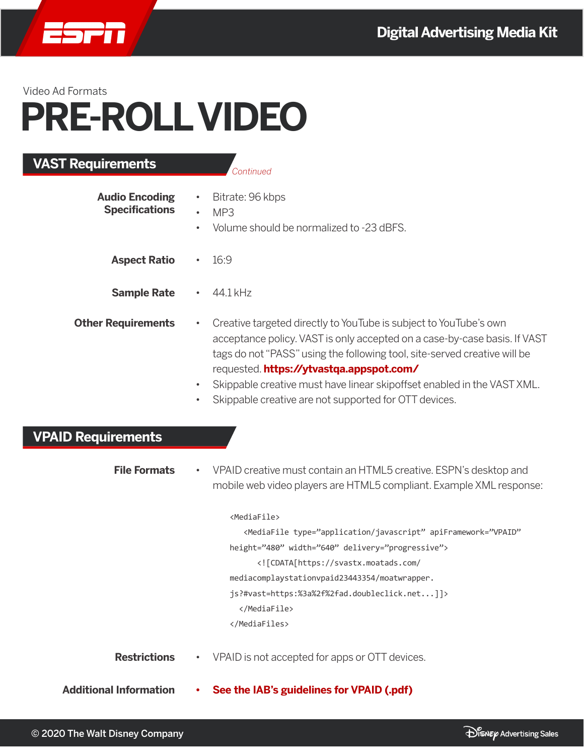Video Ad Formats

# PRE-ROLL VIDEO

## VAST Requirements

*Continued*

**Audio Encoding Specifications**

- Bitrate: 96 kbps
- MP3
- Volume should be normalized to -23 dBFS.

**Aspect Ratio**

- 16:9

**Sample Rate**

- 44.1 kHz

**Other Requirements**

- Creative targeted directly to YouTube is subject to YouTube's own acceptance policy. VAST is only accepted on a case-by-case basis. If VAST tags do not "PASS" using the following tool, site-served creative will be requested. **https://ytvastqa.appspot.com/**
- Skippable creative must have linear skipoffset enabled in the VAST XML.
- Skippable creative are not supported for OTT devices.

## VPAID Requirements

**File Formats**

- VPAID creative must contain an HTML5 creative. ESPN's desktop and mobile web video players are HTML5 compliant. Example XML response:

```
<MediaFile>
   <MediaFile type="application/javascript" apiFramework="VPAID"
height="480" width="640" delivery="progressive">
      <![CDATA[https://svastx.moatads.com/
mediacomplaystationvpaid23443354/moatwrapper.
js?#vast=https:%3a%2f%2fad.doubleclick.net...]]>
  </MediaFile>
</MediaFiles>
```

**Restrictions**

- VPAID is not accepted for apps or OTT devices.

**Additional Information**

- **See the IAB's guidelines for VPAID (.pdf)**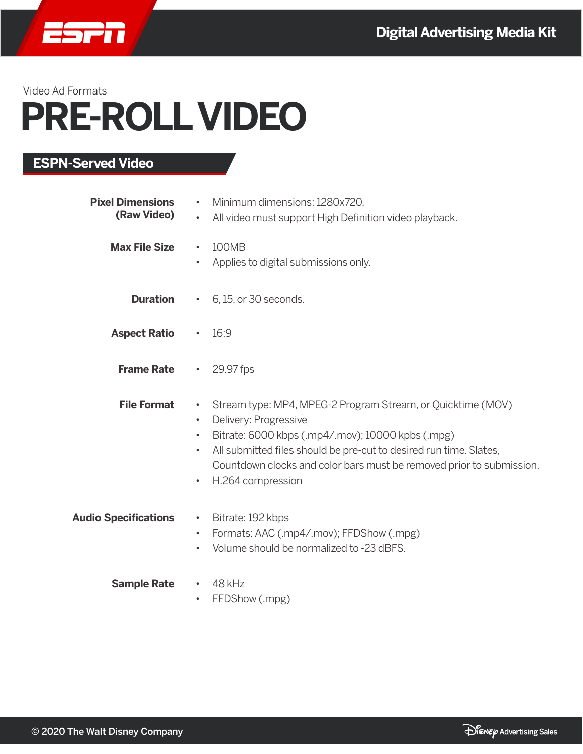Video Ad Formats

# PRE-ROLL VIDEO

## ESPN-Served Video

**Pixel Dimensions (Raw Video)**
- Minimum dimensions: 1280x720.
- All video must support High Definition video playback.

**Max File Size**
- 100MB
- Applies to digital submissions only.

**Duration**
- 6, 15, or 30 seconds.

**Aspect Ratio**
- 16:9

**Frame Rate**
- 29.97 fps

**File Format**
- Stream type: MP4, MPEG-2 Program Stream, or Quicktime (MOV)
- Delivery: Progressive
- Bitrate: 6000 kbps (.mp4/.mov); 10000 kpbs (.mpg)
- All submitted files should be pre-cut to desired run time. Slates, Countdown clocks and color bars must be removed prior to submission.
- H.264 compression

**Audio Specifications**
- Bitrate: 192 kbps
- Formats: AAC (.mp4/.mov); FFDShow (.mpg)
- Volume should be normalized to -23 dBFS.

**Sample Rate**
- 48 kHz
- FFDShow (.mpg)